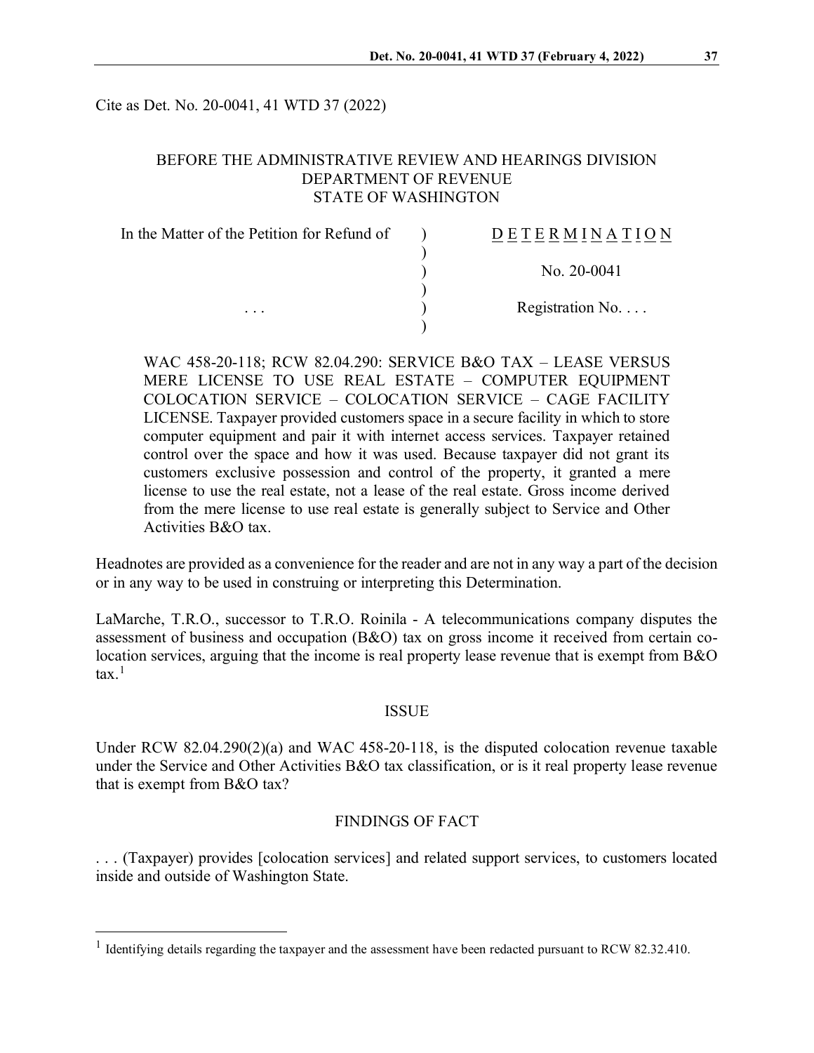Cite as Det. No. 20-0041, 41 WTD 37 (2022)

BEFORE THE ADMINISTRATIVE REVIEW AND HEARINGS DIVISION
DEPARTMENT OF REVENUE
STATE OF WASHINGTON

| | | |
|---|---|---|
| In the Matter of the Petition for Refund of | ) | DETERMINATION |
| | ) | |
| | ) | No. 20-0041 |
| | ) | |
| . . . | ) | Registration No. . . . |
| | ) | |

WAC 458-20-118; RCW 82.04.290: SERVICE B&O TAX – LEASE VERSUS MERE LICENSE TO USE REAL ESTATE – COMPUTER EQUIPMENT COLOCATION SERVICE – COLOCATION SERVICE – CAGE FACILITY LICENSE. Taxpayer provided customers space in a secure facility in which to store computer equipment and pair it with internet access services. Taxpayer retained control over the space and how it was used. Because taxpayer did not grant its customers exclusive possession and control of the property, it granted a mere license to use the real estate, not a lease of the real estate. Gross income derived from the mere license to use real estate is generally subject to Service and Other Activities B&O tax.

Headnotes are provided as a convenience for the reader and are not in any way a part of the decision or in any way to be used in construing or interpreting this Determination.

LaMarche, T.R.O., successor to T.R.O. Roinila - A telecommunications company disputes the assessment of business and occupation (B&O) tax on gross income it received from certain co-location services, arguing that the income is real property lease revenue that is exempt from B&O tax.[1]

## ISSUE

Under RCW 82.04.290(2)(a) and WAC 458-20-118, is the disputed colocation revenue taxable under the Service and Other Activities B&O tax classification, or is it real property lease revenue that is exempt from B&O tax?

## FINDINGS OF FACT

. . . (Taxpayer) provides [colocation services] and related support services, to customers located inside and outside of Washington State.

[1] Identifying details regarding the taxpayer and the assessment have been redacted pursuant to RCW 82.32.410.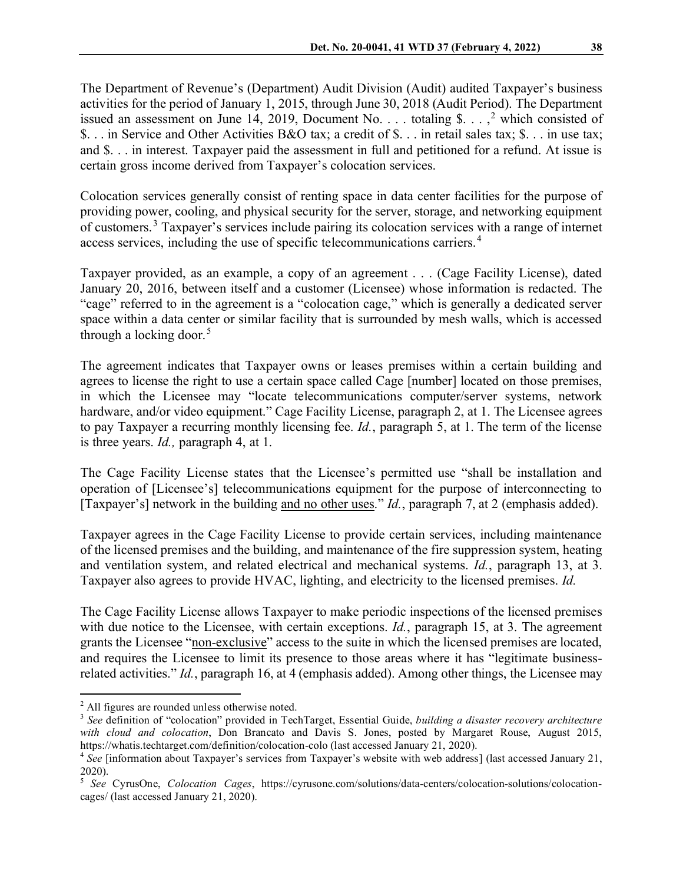The Department of Revenue's (Department) Audit Division (Audit) audited Taxpayer's business activities for the period of January 1, 2015, through June 30, 2018 (Audit Period). The Department issued an assessment on June 14, 2019, Document No. . . . totaling $. . . ,[2] which consisted of $. . . in Service and Other Activities B&O tax; a credit of $. . . in retail sales tax; $. . . in use tax; and $. . . in interest. Taxpayer paid the assessment in full and petitioned for a refund. At issue is certain gross income derived from Taxpayer's colocation services.

Colocation services generally consist of renting space in data center facilities for the purpose of providing power, cooling, and physical security for the server, storage, and networking equipment of customers.[3] Taxpayer's services include pairing its colocation services with a range of internet access services, including the use of specific telecommunications carriers.[4]

Taxpayer provided, as an example, a copy of an agreement . . . (Cage Facility License), dated January 20, 2016, between itself and a customer (Licensee) whose information is redacted. The "cage" referred to in the agreement is a "colocation cage," which is generally a dedicated server space within a data center or similar facility that is surrounded by mesh walls, which is accessed through a locking door.[5]

The agreement indicates that Taxpayer owns or leases premises within a certain building and agrees to license the right to use a certain space called Cage [number] located on those premises, in which the Licensee may "locate telecommunications computer/server systems, network hardware, and/or video equipment." Cage Facility License, paragraph 2, at 1. The Licensee agrees to pay Taxpayer a recurring monthly licensing fee. *Id.*, paragraph 5, at 1. The term of the license is three years. *Id.,* paragraph 4, at 1.

The Cage Facility License states that the Licensee's permitted use "shall be installation and operation of [Licensee's] telecommunications equipment for the purpose of interconnecting to [Taxpayer's] network in the building <u>and no other uses</u>." *Id.*, paragraph 7, at 2 (emphasis added).

Taxpayer agrees in the Cage Facility License to provide certain services, including maintenance of the licensed premises and the building, and maintenance of the fire suppression system, heating and ventilation system, and related electrical and mechanical systems. *Id.*, paragraph 13, at 3. Taxpayer also agrees to provide HVAC, lighting, and electricity to the licensed premises. *Id.*

The Cage Facility License allows Taxpayer to make periodic inspections of the licensed premises with due notice to the Licensee, with certain exceptions. *Id.*, paragraph 15, at 3. The agreement grants the Licensee "<u>non-exclusive</u>" access to the suite in which the licensed premises are located, and requires the Licensee to limit its presence to those areas where it has "legitimate business-related activities." *Id.*, paragraph 16, at 4 (emphasis added). Among other things, the Licensee may

---

[2] All figures are rounded unless otherwise noted.

[3] *See* definition of "colocation" provided in TechTarget, Essential Guide, *building a disaster recovery architecture with cloud and colocation*, Don Brancato and Davis S. Jones, posted by Margaret Rouse, August 2015, https://whatis.techtarget.com/definition/colocation-colo (last accessed January 21, 2020).

[4] *See* [information about Taxpayer's services from Taxpayer's website with web address] (last accessed January 21, 2020).

[5] *See* CyrusOne, *Colocation Cages*, https://cyrusone.com/solutions/data-centers/colocation-solutions/colocation-cages/ (last accessed January 21, 2020).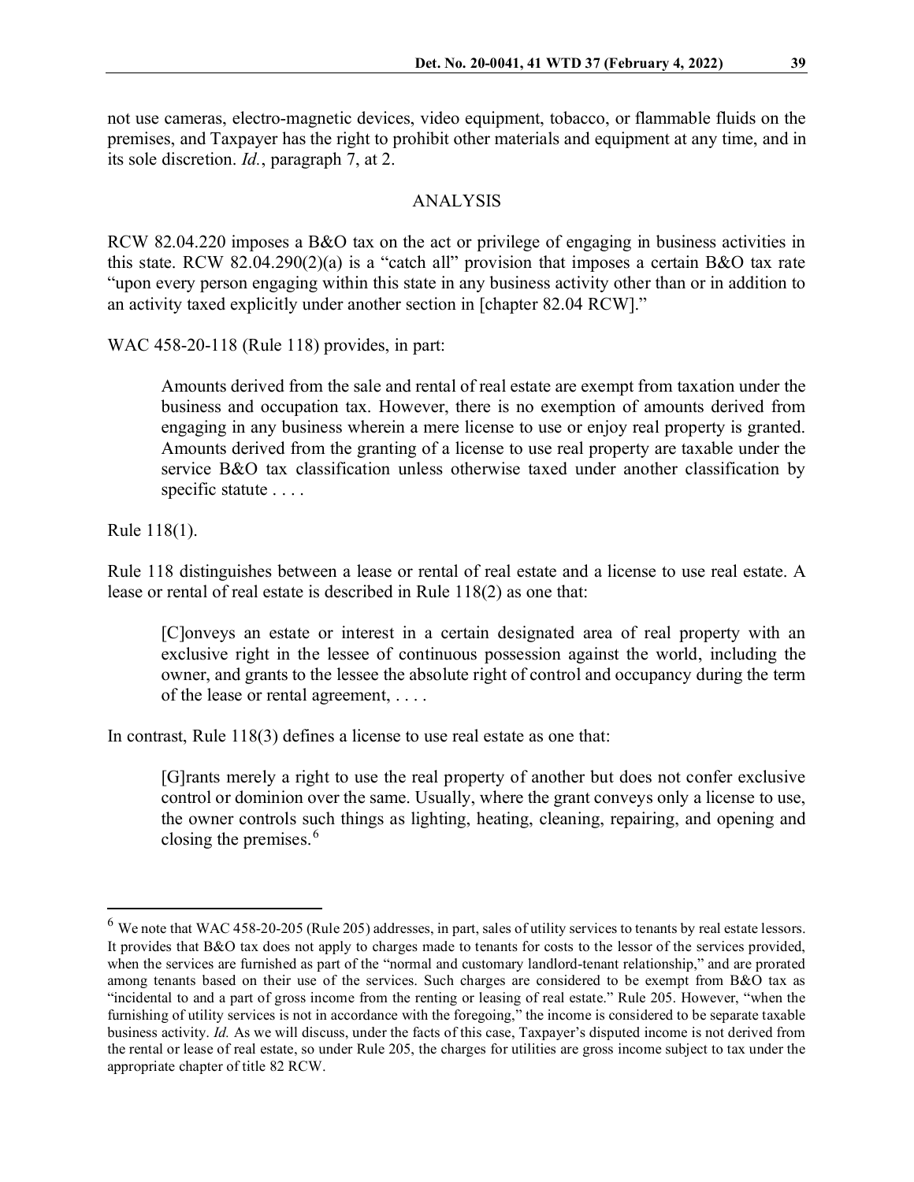not use cameras, electro-magnetic devices, video equipment, tobacco, or flammable fluids on the premises, and Taxpayer has the right to prohibit other materials and equipment at any time, and in its sole discretion. *Id.*, paragraph 7, at 2.

## ANALYSIS

RCW 82.04.220 imposes a B&O tax on the act or privilege of engaging in business activities in this state. RCW 82.04.290(2)(a) is a "catch all" provision that imposes a certain B&O tax rate "upon every person engaging within this state in any business activity other than or in addition to an activity taxed explicitly under another section in [chapter 82.04 RCW]."

WAC 458-20-118 (Rule 118) provides, in part:

> Amounts derived from the sale and rental of real estate are exempt from taxation under the business and occupation tax. However, there is no exemption of amounts derived from engaging in any business wherein a mere license to use or enjoy real property is granted. Amounts derived from the granting of a license to use real property are taxable under the service B&O tax classification unless otherwise taxed under another classification by specific statute . . . .

Rule 118(1).

Rule 118 distinguishes between a lease or rental of real estate and a license to use real estate. A lease or rental of real estate is described in Rule 118(2) as one that:

> [C]onveys an estate or interest in a certain designated area of real property with an exclusive right in the lessee of continuous possession against the world, including the owner, and grants to the lessee the absolute right of control and occupancy during the term of the lease or rental agreement, . . . .

In contrast, Rule 118(3) defines a license to use real estate as one that:

> [G]rants merely a right to use the real property of another but does not confer exclusive control or dominion over the same. Usually, where the grant conveys only a license to use, the owner controls such things as lighting, heating, cleaning, repairing, and opening and closing the premises.[6]

---

[6] We note that WAC 458-20-205 (Rule 205) addresses, in part, sales of utility services to tenants by real estate lessors. It provides that B&O tax does not apply to charges made to tenants for costs to the lessor of the services provided, when the services are furnished as part of the "normal and customary landlord-tenant relationship," and are prorated among tenants based on their use of the services. Such charges are considered to be exempt from B&O tax as "incidental to and a part of gross income from the renting or leasing of real estate." Rule 205. However, "when the furnishing of utility services is not in accordance with the foregoing," the income is considered to be separate taxable business activity. *Id.* As we will discuss, under the facts of this case, Taxpayer's disputed income is not derived from the rental or lease of real estate, so under Rule 205, the charges for utilities are gross income subject to tax under the appropriate chapter of title 82 RCW.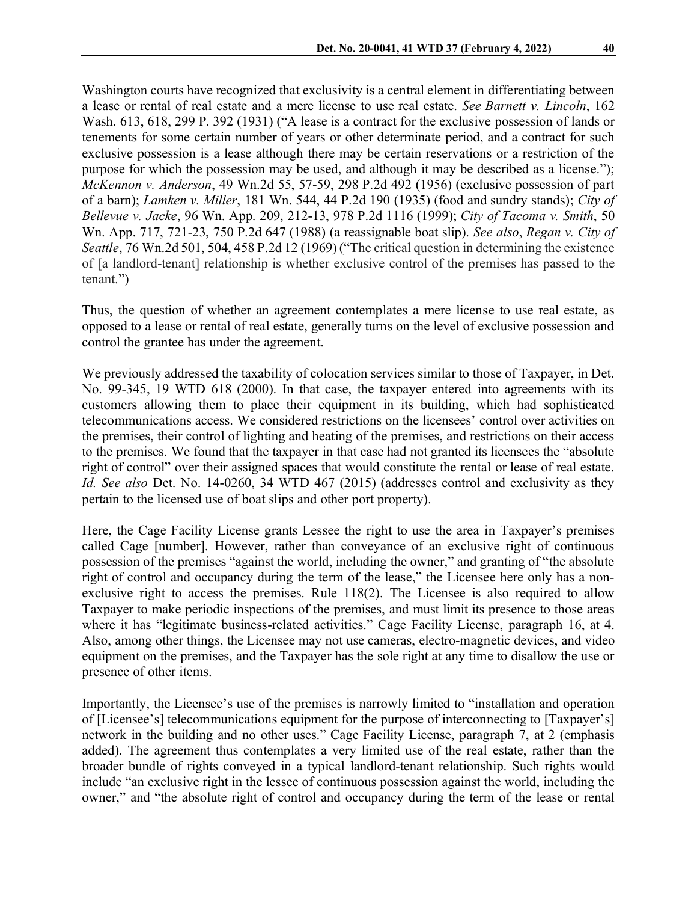Washington courts have recognized that exclusivity is a central element in differentiating between a lease or rental of real estate and a mere license to use real estate. *See Barnett v. Lincoln*, 162 Wash. 613, 618, 299 P. 392 (1931) ("A lease is a contract for the exclusive possession of lands or tenements for some certain number of years or other determinate period, and a contract for such exclusive possession is a lease although there may be certain reservations or a restriction of the purpose for which the possession may be used, and although it may be described as a license."); *McKennon v. Anderson*, 49 Wn.2d 55, 57-59, 298 P.2d 492 (1956) (exclusive possession of part of a barn); *Lamken v. Miller*, 181 Wn. 544, 44 P.2d 190 (1935) (food and sundry stands); *City of Bellevue v. Jacke*, 96 Wn. App. 209, 212-13, 978 P.2d 1116 (1999); *City of Tacoma v. Smith*, 50 Wn. App. 717, 721-23, 750 P.2d 647 (1988) (a reassignable boat slip). *See also*, *Regan v. City of Seattle*, 76 Wn.2d 501, 504, 458 P.2d 12 (1969) ("The critical question in determining the existence of [a landlord-tenant] relationship is whether exclusive control of the premises has passed to the tenant.")

Thus, the question of whether an agreement contemplates a mere license to use real estate, as opposed to a lease or rental of real estate, generally turns on the level of exclusive possession and control the grantee has under the agreement.

We previously addressed the taxability of colocation services similar to those of Taxpayer, in Det. No. 99-345, 19 WTD 618 (2000). In that case, the taxpayer entered into agreements with its customers allowing them to place their equipment in its building, which had sophisticated telecommunications access. We considered restrictions on the licensees' control over activities on the premises, their control of lighting and heating of the premises, and restrictions on their access to the premises. We found that the taxpayer in that case had not granted its licensees the "absolute right of control" over their assigned spaces that would constitute the rental or lease of real estate. *Id. See also* Det. No. 14-0260, 34 WTD 467 (2015) (addresses control and exclusivity as they pertain to the licensed use of boat slips and other port property).

Here, the Cage Facility License grants Lessee the right to use the area in Taxpayer's premises called Cage [number]. However, rather than conveyance of an exclusive right of continuous possession of the premises "against the world, including the owner," and granting of "the absolute right of control and occupancy during the term of the lease," the Licensee here only has a non-exclusive right to access the premises. Rule 118(2). The Licensee is also required to allow Taxpayer to make periodic inspections of the premises, and must limit its presence to those areas where it has "legitimate business-related activities." Cage Facility License, paragraph 16, at 4. Also, among other things, the Licensee may not use cameras, electro-magnetic devices, and video equipment on the premises, and the Taxpayer has the sole right at any time to disallow the use or presence of other items.

Importantly, the Licensee's use of the premises is narrowly limited to "installation and operation of [Licensee's] telecommunications equipment for the purpose of interconnecting to [Taxpayer's] network in the building <u>and no other uses</u>." Cage Facility License, paragraph 7, at 2 (emphasis added). The agreement thus contemplates a very limited use of the real estate, rather than the broader bundle of rights conveyed in a typical landlord-tenant relationship. Such rights would include "an exclusive right in the lessee of continuous possession against the world, including the owner," and "the absolute right of control and occupancy during the term of the lease or rental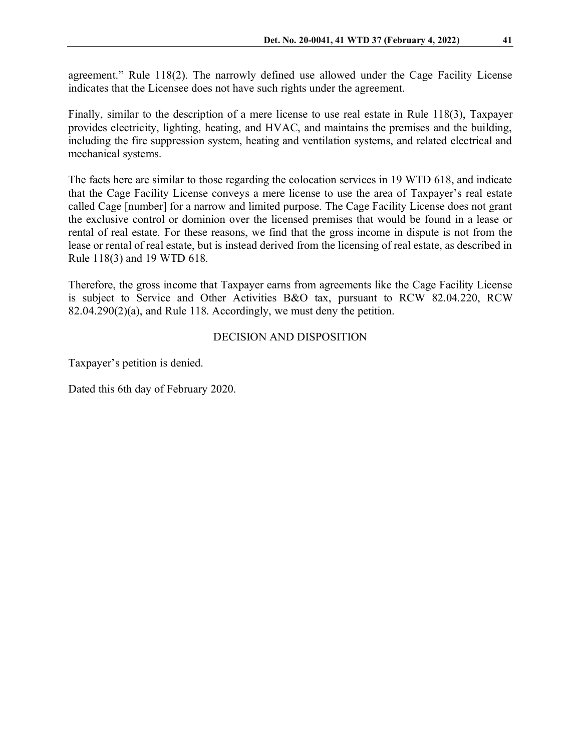agreement." Rule 118(2). The narrowly defined use allowed under the Cage Facility License indicates that the Licensee does not have such rights under the agreement.

Finally, similar to the description of a mere license to use real estate in Rule 118(3), Taxpayer provides electricity, lighting, heating, and HVAC, and maintains the premises and the building, including the fire suppression system, heating and ventilation systems, and related electrical and mechanical systems.

The facts here are similar to those regarding the colocation services in 19 WTD 618, and indicate that the Cage Facility License conveys a mere license to use the area of Taxpayer's real estate called Cage [number] for a narrow and limited purpose. The Cage Facility License does not grant the exclusive control or dominion over the licensed premises that would be found in a lease or rental of real estate. For these reasons, we find that the gross income in dispute is not from the lease or rental of real estate, but is instead derived from the licensing of real estate, as described in Rule 118(3) and 19 WTD 618.

Therefore, the gross income that Taxpayer earns from agreements like the Cage Facility License is subject to Service and Other Activities B&O tax, pursuant to RCW 82.04.220, RCW 82.04.290(2)(a), and Rule 118. Accordingly, we must deny the petition.

## DECISION AND DISPOSITION

Taxpayer's petition is denied.

Dated this 6th day of February 2020.